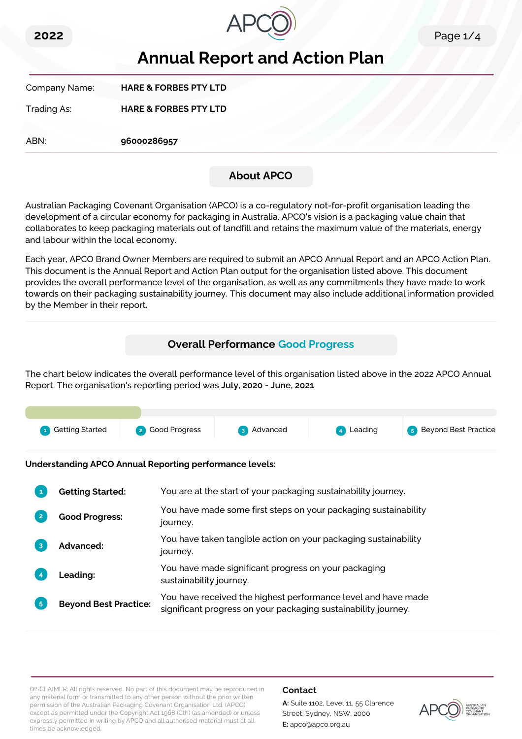2022

# Annual Report and Action Plan

| | |
|---|---|
| Company Name: | **HARE & FORBES PTY LTD** |
| Trading As: | **HARE & FORBES PTY LTD** |
| ABN: | **96000286957** |

## About APCO

Australian Packaging Covenant Organisation (APCO) is a co-regulatory not-for-profit organisation leading the development of a circular economy for packaging in Australia. APCO's vision is a packaging value chain that collaborates to keep packaging materials out of landfill and retains the maximum value of the materials, energy and labour within the local economy.

Each year, APCO Brand Owner Members are required to submit an APCO Annual Report and an APCO Action Plan. This document is the Annual Report and Action Plan output for the organisation listed above. This document provides the overall performance level of the organisation, as well as any commitments they have made to work towards on their packaging sustainability journey. This document may also include additional information provided by the Member in their report.

## Overall Performance Good Progress

The chart below indicates the overall performance level of this organisation listed above in the 2022 APCO Annual Report. The organisation's reporting period was **July, 2020 - June, 2021**

1 Getting Started | 2 Good Progress | 3 Advanced | 4 Leading | 5 Beyond Best Practice

**Understanding APCO Annual Reporting performance levels:**

| | | |
|---|---|---|
| 1 | **Getting Started:** | You are at the start of your packaging sustainability journey. |
| 2 | **Good Progress:** | You have made some first steps on your packaging sustainability journey. |
| 3 | **Advanced:** | You have taken tangible action on your packaging sustainability journey. |
| 4 | **Leading:** | You have made significant progress on your packaging sustainability journey. |
| 5 | **Beyond Best Practice:** | You have received the highest performance level and have made significant progress on your packaging sustainability journey. |

DISCLAIMER: All rights reserved. No part of this document may be reproduced in any material form or transmitted to any other person without the prior written permission of the Australian Packaging Covenant Organisation Ltd. (APCO) except as permitted under the Copyright Act 1968 (Cth) (as amended) or unless expressly permitted in writing by APCO and all authorised material must at all times be acknowledged.

**Contact**

**A:** Suite 1102, Level 11, 55 Clarence Street, Sydney, NSW, 2000

**E:** apco@apco.org.au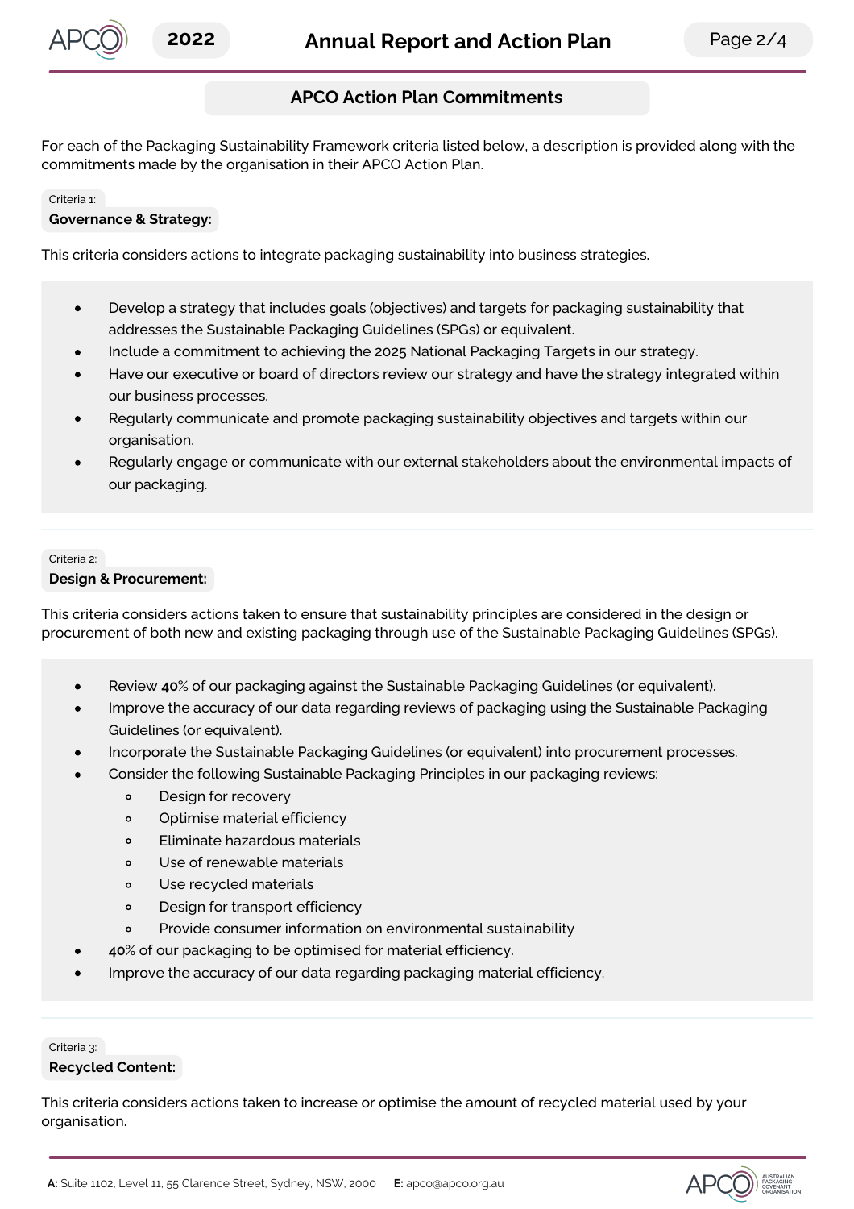## APCO Action Plan Commitments

For each of the Packaging Sustainability Framework criteria listed below, a description is provided along with the commitments made by the organisation in their APCO Action Plan.

Criteria 1:

**Governance & Strategy:**

This criteria considers actions to integrate packaging sustainability into business strategies.

- Develop a strategy that includes goals (objectives) and targets for packaging sustainability that addresses the Sustainable Packaging Guidelines (SPGs) or equivalent.
- Include a commitment to achieving the 2025 National Packaging Targets in our strategy.
- Have our executive or board of directors review our strategy and have the strategy integrated within our business processes.
- Regularly communicate and promote packaging sustainability objectives and targets within our organisation.
- Regularly engage or communicate with our external stakeholders about the environmental impacts of our packaging.

Criteria 2:

**Design & Procurement:**

This criteria considers actions taken to ensure that sustainability principles are considered in the design or procurement of both new and existing packaging through use of the Sustainable Packaging Guidelines (SPGs).

- Review **40%** of our packaging against the Sustainable Packaging Guidelines (or equivalent).
- Improve the accuracy of our data regarding reviews of packaging using the Sustainable Packaging Guidelines (or equivalent).
- Incorporate the Sustainable Packaging Guidelines (or equivalent) into procurement processes.
- Consider the following Sustainable Packaging Principles in our packaging reviews:
  - Design for recovery
  - Optimise material efficiency
  - Eliminate hazardous materials
  - Use of renewable materials
  - Use recycled materials
  - Design for transport efficiency
  - Provide consumer information on environmental sustainability
- **40%** of our packaging to be optimised for material efficiency.
- Improve the accuracy of our data regarding packaging material efficiency.

Criteria 3:

**Recycled Content:**

This criteria considers actions taken to increase or optimise the amount of recycled material used by your organisation.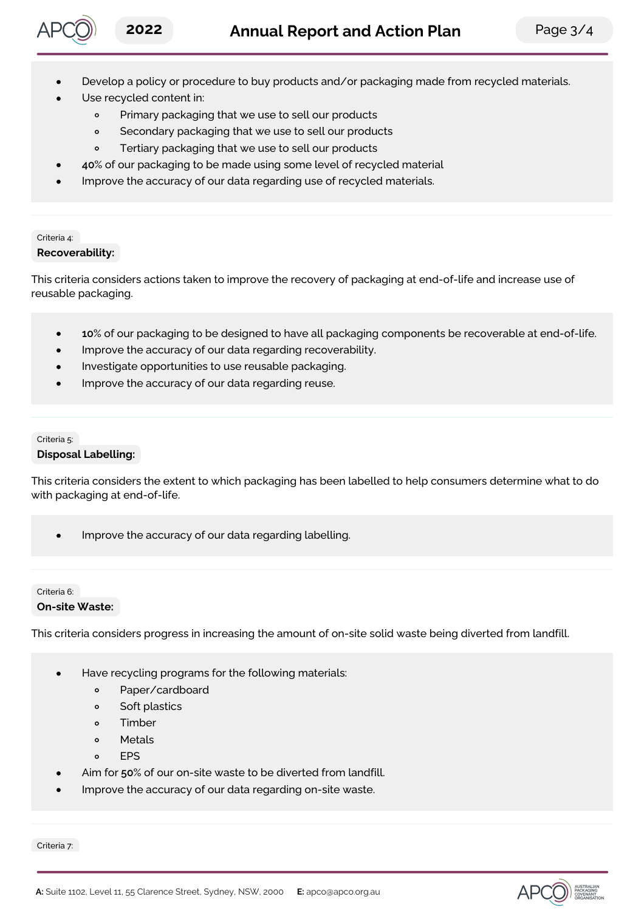- Develop a policy or procedure to buy products and/or packaging made from recycled materials.
- Use recycled content in:
  - Primary packaging that we use to sell our products
  - Secondary packaging that we use to sell our products
  - Tertiary packaging that we use to sell our products
- **40**% of our packaging to be made using some level of recycled material
- Improve the accuracy of our data regarding use of recycled materials.

Criteria 4:

**Recoverability:**

This criteria considers actions taken to improve the recovery of packaging at end-of-life and increase use of reusable packaging.

- **10**% of our packaging to be designed to have all packaging components be recoverable at end-of-life.
- Improve the accuracy of our data regarding recoverability.
- Investigate opportunities to use reusable packaging.
- Improve the accuracy of our data regarding reuse.

Criteria 5:

**Disposal Labelling:**

This criteria considers the extent to which packaging has been labelled to help consumers determine what to do with packaging at end-of-life.

- Improve the accuracy of our data regarding labelling.

Criteria 6:

**On-site Waste:**

This criteria considers progress in increasing the amount of on-site solid waste being diverted from landfill.

- Have recycling programs for the following materials:
  - Paper/cardboard
  - Soft plastics
  - Timber
  - Metals
  - EPS
- Aim for **50**% of our on-site waste to be diverted from landfill.
- Improve the accuracy of our data regarding on-site waste.

Criteria 7: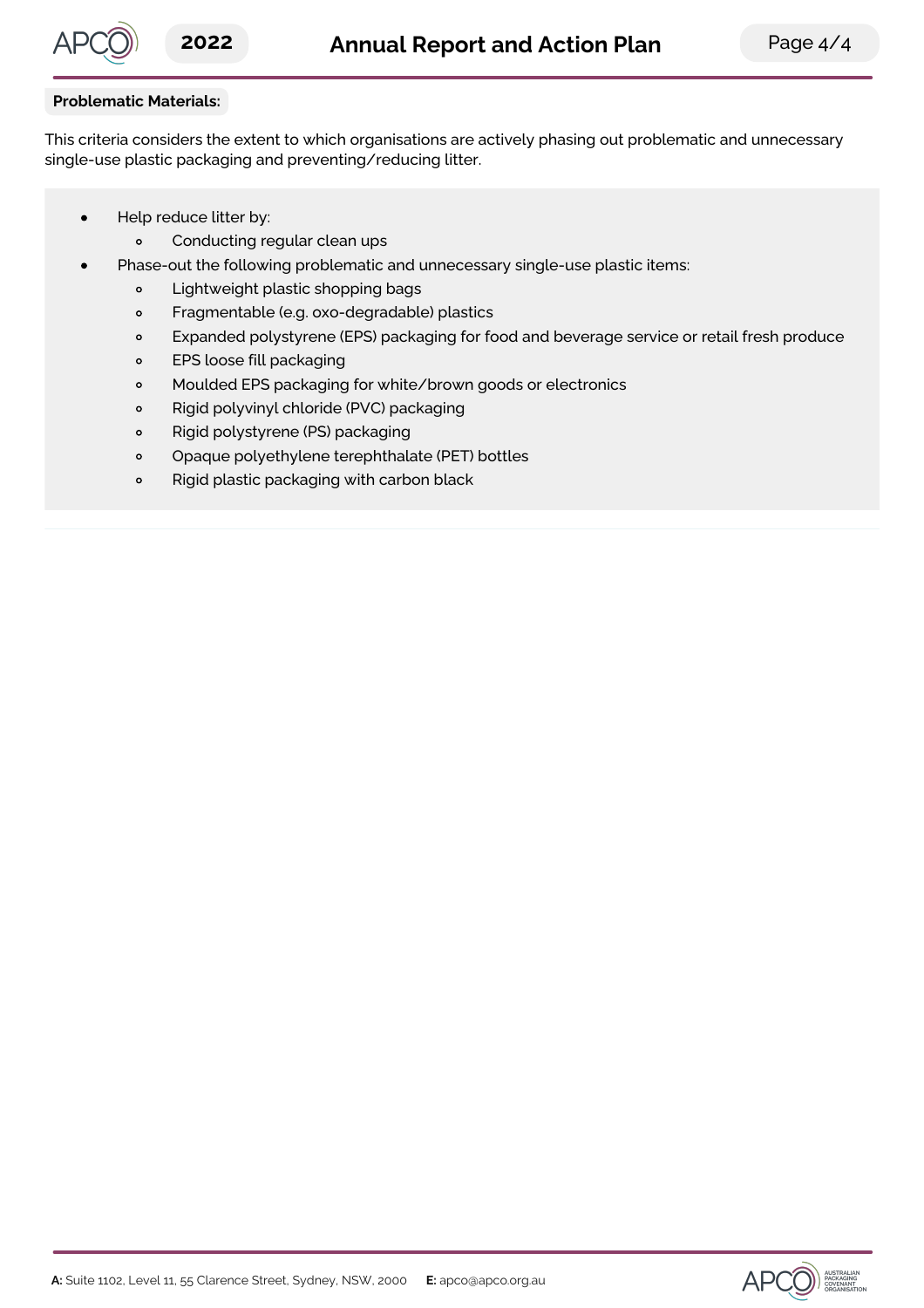**Problematic Materials:**

This criteria considers the extent to which organisations are actively phasing out problematic and unnecessary single-use plastic packaging and preventing/reducing litter.

- Help reduce litter by:
  - Conducting regular clean ups
- Phase-out the following problematic and unnecessary single-use plastic items:
  - Lightweight plastic shopping bags
  - Fragmentable (e.g. oxo-degradable) plastics
  - Expanded polystyrene (EPS) packaging for food and beverage service or retail fresh produce
  - EPS loose fill packaging
  - Moulded EPS packaging for white/brown goods or electronics
  - Rigid polyvinyl chloride (PVC) packaging
  - Rigid polystyrene (PS) packaging
  - Opaque polyethylene terephthalate (PET) bottles
  - Rigid plastic packaging with carbon black